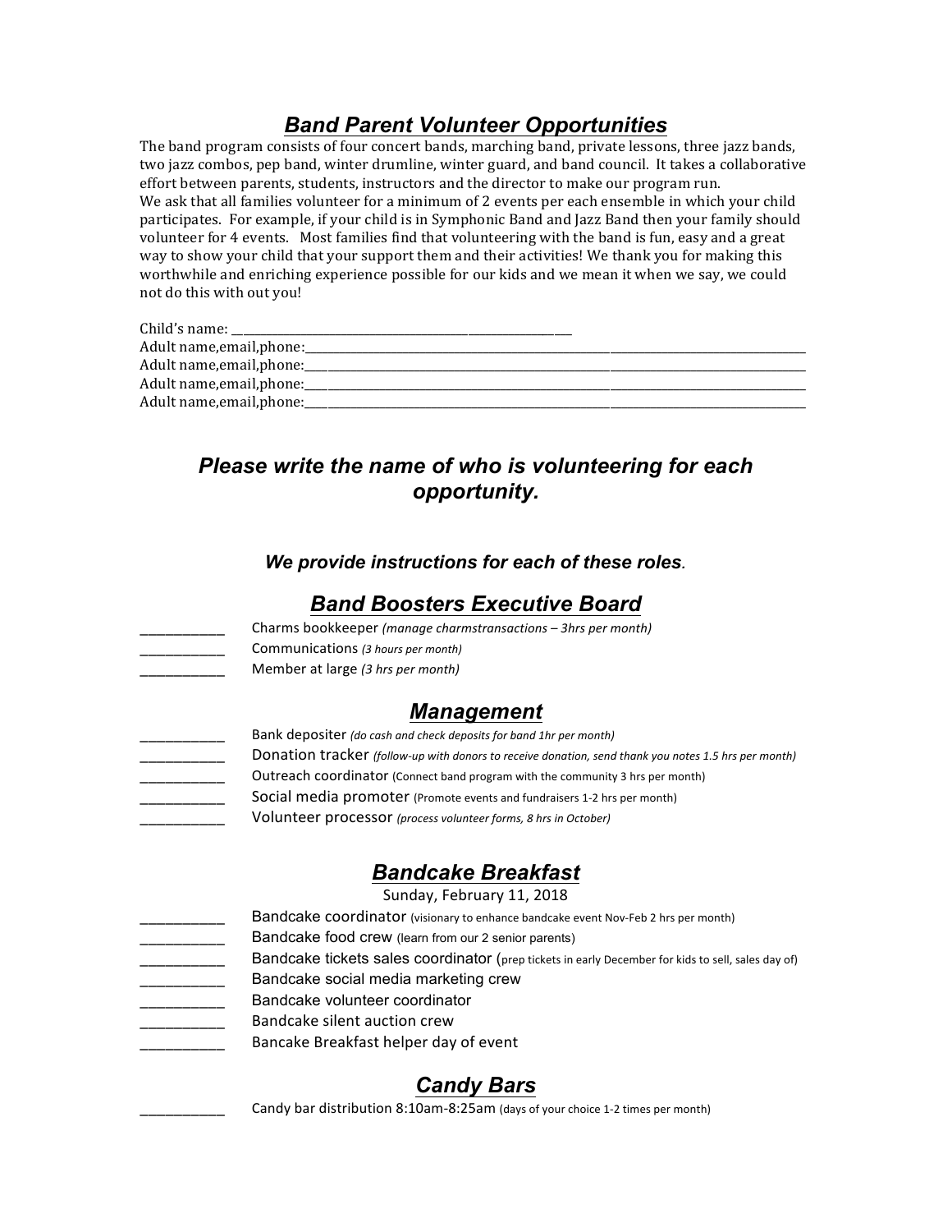## ***Band Parent Volunteer Opportunities***

The band program consists of four concert bands, marching band, private lessons, three jazz bands, two jazz combos, pep band, winter drumline, winter guard, and band council. It takes a collaborative effort between parents, students, instructors and the director to make our program run. We ask that all families volunteer for a minimum of 2 events per each ensemble in which your child participates. For example, if your child is in Symphonic Band and Jazz Band then your family should volunteer for 4 events. Most families find that volunteering with the band is fun, easy and a great way to show your child that your support them and their activities! We thank you for making this worthwhile and enriching experience possible for our kids and we mean it when we say, we could not do this with out you!

Child's name: ____________________________________________________

Adult name,email,phone:_______________________________________________________________________

Adult name,email,phone:_______________________________________________________________________

Adult name,email,phone:_______________________________________________________________________

Adult name,email,phone:_______________________________________________________________________

### ***Please write the name of who is volunteering for each opportunity.***

#### ***We provide instructions for each of these roles.***

## ***Band Boosters Executive Board***

___________ Charms bookkeeper *(manage charmstransactions – 3hrs per month)*

___________ Communications *(3 hours per month)*

___________ Member at large *(3 hrs per month)*

## ***Management***

___________ Bank depositer *(do cash and check deposits for band 1hr per month)*

___________ Donation tracker *(follow-up with donors to receive donation, send thank you notes 1.5 hrs per month)*

___________ Outreach coordinator (Connect band program with the community 3 hrs per month)

___________ Social media promoter (Promote events and fundraisers 1-2 hrs per month)

___________ Volunteer processor *(process volunteer forms, 8 hrs in October)*

## ***Bandcake Breakfast***

Sunday, February 11, 2018

___________ Bandcake coordinator (visionary to enhance bandcake event Nov-Feb 2 hrs per month)

___________ Bandcake food crew (learn from our 2 senior parents)

___________ Bandcake tickets sales coordinator (prep tickets in early December for kids to sell, sales day of)

___________ Bandcake social media marketing crew

___________ Bandcake volunteer coordinator

___________ Bandcake silent auction crew

___________ Bancake Breakfast helper day of event

## ***Candy Bars***

___________ Candy bar distribution 8:10am-8:25am (days of your choice 1-2 times per month)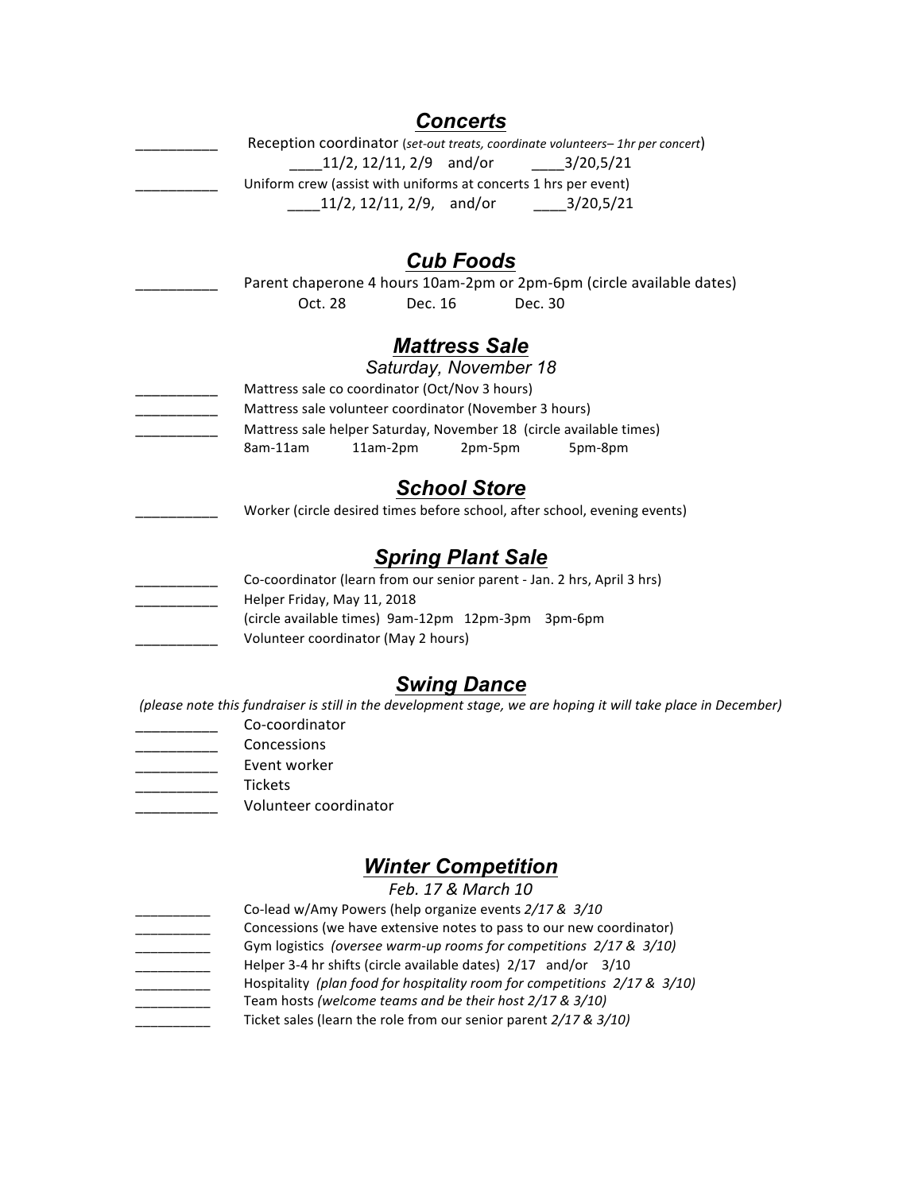## ***Concerts***

__________ Reception coordinator (*set-out treats, coordinate volunteers– 1hr per concert*)

____11/2, 12/11, 2/9 and/or ____3/20,5/21

__________ Uniform crew (assist with uniforms at concerts 1 hrs per event)

____11/2, 12/11, 2/9, and/or ____3/20,5/21

## ***Cub Foods***

__________ Parent chaperone 4 hours 10am-2pm or 2pm-6pm (circle available dates)

Oct. 28 Dec. 16 Dec. 30

## ***Mattress Sale***

*Saturday, November 18*

__________ Mattress sale co coordinator (Oct/Nov 3 hours)

__________ Mattress sale volunteer coordinator (November 3 hours)

__________ Mattress sale helper Saturday, November 18 (circle available times)

8am-11am 11am-2pm 2pm-5pm 5pm-8pm

## ***School Store***

__________ Worker (circle desired times before school, after school, evening events)

## ***Spring Plant Sale***

__________ Co-coordinator (learn from our senior parent - Jan. 2 hrs, April 3 hrs)

__________ Helper Friday, May 11, 2018

(circle available times) 9am-12pm 12pm-3pm 3pm-6pm

__________ Volunteer coordinator (May 2 hours)

## ***Swing Dance***

*(please note this fundraiser is still in the development stage, we are hoping it will take place in December)*

__________ Co-coordinator

__________ Concessions

__________ Event worker

__________ Tickets

__________ Volunteer coordinator

## ***Winter Competition***

*Feb. 17 & March 10*

__________ Co-lead w/Amy Powers (help organize events *2/17 & 3/10*

__________ Concessions (we have extensive notes to pass to our new coordinator)

__________ Gym logistics *(oversee warm-up rooms for competitions 2/17 & 3/10)*

__________ Helper 3-4 hr shifts (circle available dates) 2/17 and/or 3/10

__________ Hospitality *(plan food for hospitality room for competitions 2/17 & 3/10)*

__________ Team hosts *(welcome teams and be their host 2/17 & 3/10)*

__________ Ticket sales (learn the role from our senior parent *2/17 & 3/10)*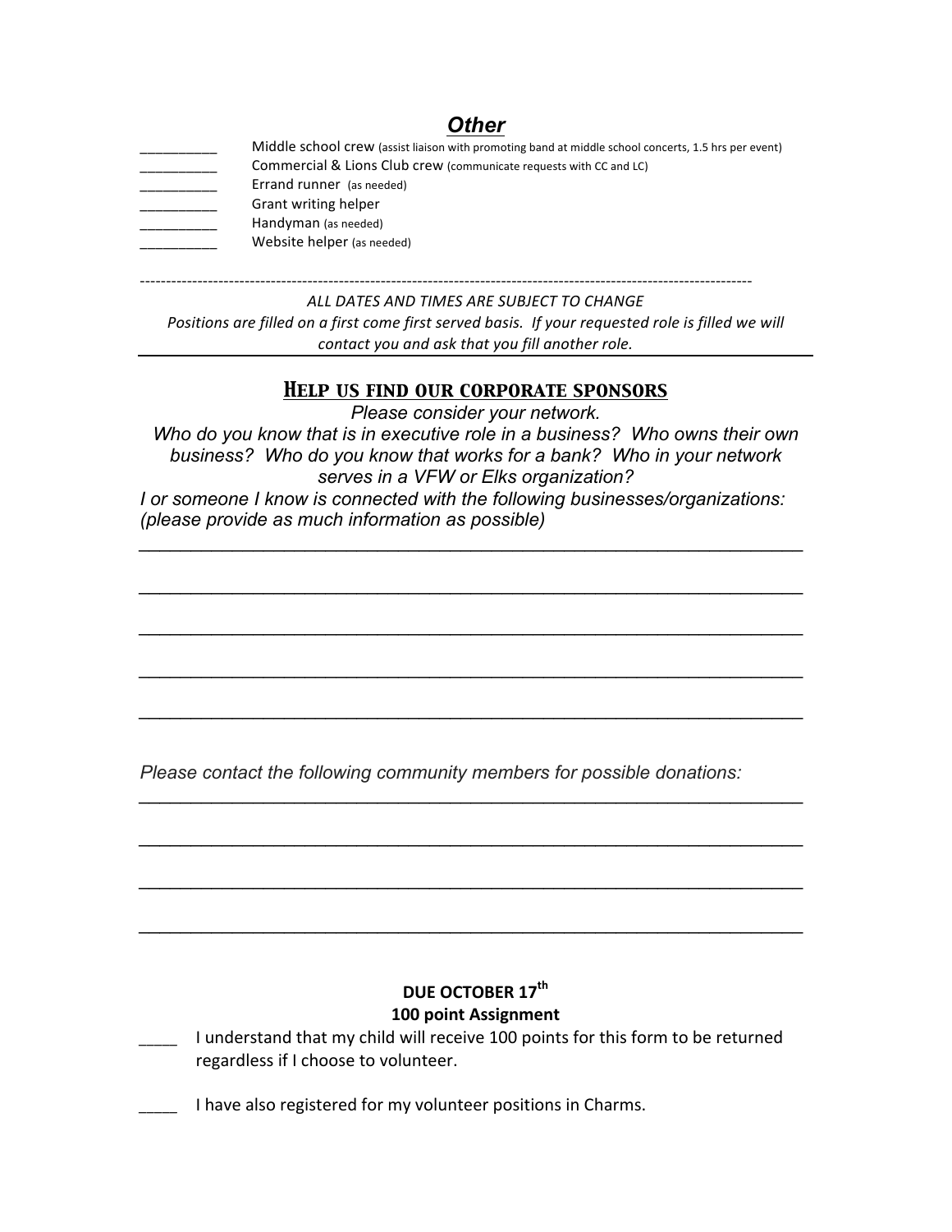## *Other*

__________ Middle school crew (assist liaison with promoting band at middle school concerts, 1.5 hrs per event)
__________ Commercial & Lions Club crew (communicate requests with CC and LC)
__________ Errand runner (as needed)
__________ Grant writing helper
__________ Handyman (as needed)
__________ Website helper (as needed)

---

*ALL DATES AND TIMES ARE SUBJECT TO CHANGE*

*Positions are filled on a first come first served basis. If your requested role is filled we will contact you and ask that you fill another role.*

---

## Help us find our corporate sponsors

*Please consider your network.*

*Who do you know that is in executive role in a business? Who owns their own business? Who do you know that works for a bank? Who in your network serves in a VFW or Elks organization?*

*I or someone I know is connected with the following businesses/organizations: (please provide as much information as possible)*

_________________________________________________________________

_________________________________________________________________

_________________________________________________________________

_________________________________________________________________

_________________________________________________________________

*Please contact the following community members for possible donations:*

_________________________________________________________________

_________________________________________________________________

_________________________________________________________________

_________________________________________________________________

**DUE OCTOBER 17th**
**100 point Assignment**

____ I understand that my child will receive 100 points for this form to be returned regardless if I choose to volunteer.

____ I have also registered for my volunteer positions in Charms.